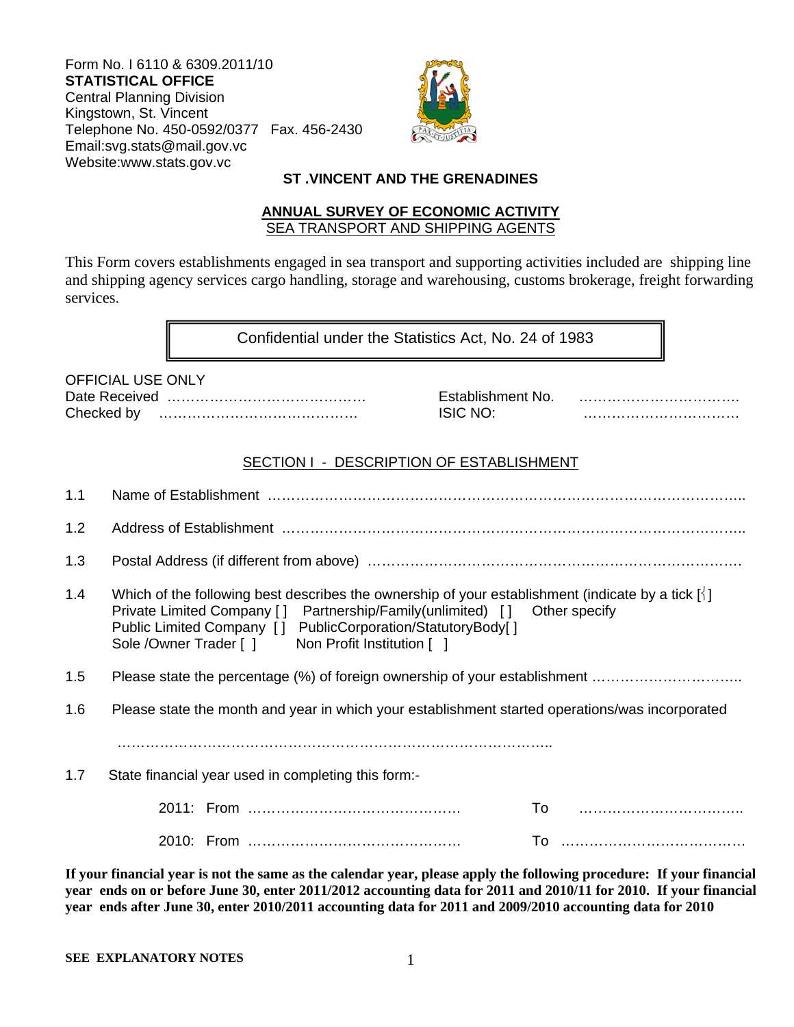Form No. I 6110 & 6309.2011/10
**STATISTICAL OFFICE**
Central Planning Division
Kingstown, St. Vincent
Telephone No. 450-0592/0377 Fax. 456-2430
Email:svg.stats@mail.gov.vc
Website:www.stats.gov.vc

**ST .VINCENT AND THE GRENADINES**

## ANNUAL SURVEY OF ECONOMIC ACTIVITY

SEA TRANSPORT AND SHIPPING AGENTS

This Form covers establishments engaged in sea transport and supporting activities included are shipping line and shipping agency services cargo handling, storage and warehousing, customs brokerage, freight forwarding services.

| Confidential under the Statistics Act, No. 24 of 1983 |
|---|

OFFICIAL USE ONLY

Date Received …………………………………… Establishment No. …………………………….
Checked by …………………………………… ISIC NO: ……………………………

### SECTION I - DESCRIPTION OF ESTABLISHMENT

1.1 Name of Establishment ………………………………………………………………………………………..

1.2 Address of Establishment ……………………………………………………………………………………..

1.3 Postal Address (if different from above) ……………………………………………………………………

1.4 Which of the following best describes the ownership of your establishment (indicate by a tick [√]
Private Limited Company [ ] Partnership/Family(unlimited) [ ] Other specify
Public Limited Company [ ] PublicCorporation/StatutoryBody[ ]
Sole /Owner Trader [ ] Non Profit Institution [ ]

1.5 Please state the percentage (%) of foreign ownership of your establishment …………………………..

1.6 Please state the month and year in which your establishment started operations/was incorporated

………………………………………………………………………………..

1.7 State financial year used in completing this form:-

2011: From ……………………………………… To ……………………………..

2010: From ……………………………………… To …………………………………

**If your financial year is not the same as the calendar year, please apply the following procedure: If your financial year ends on or before June 30, enter 2011/2012 accounting data for 2011 and 2010/11 for 2010. If your financial year ends after June 30, enter 2010/2011 accounting data for 2011 and 2009/2010 accounting data for 2010**

**SEE EXPLANATORY NOTES**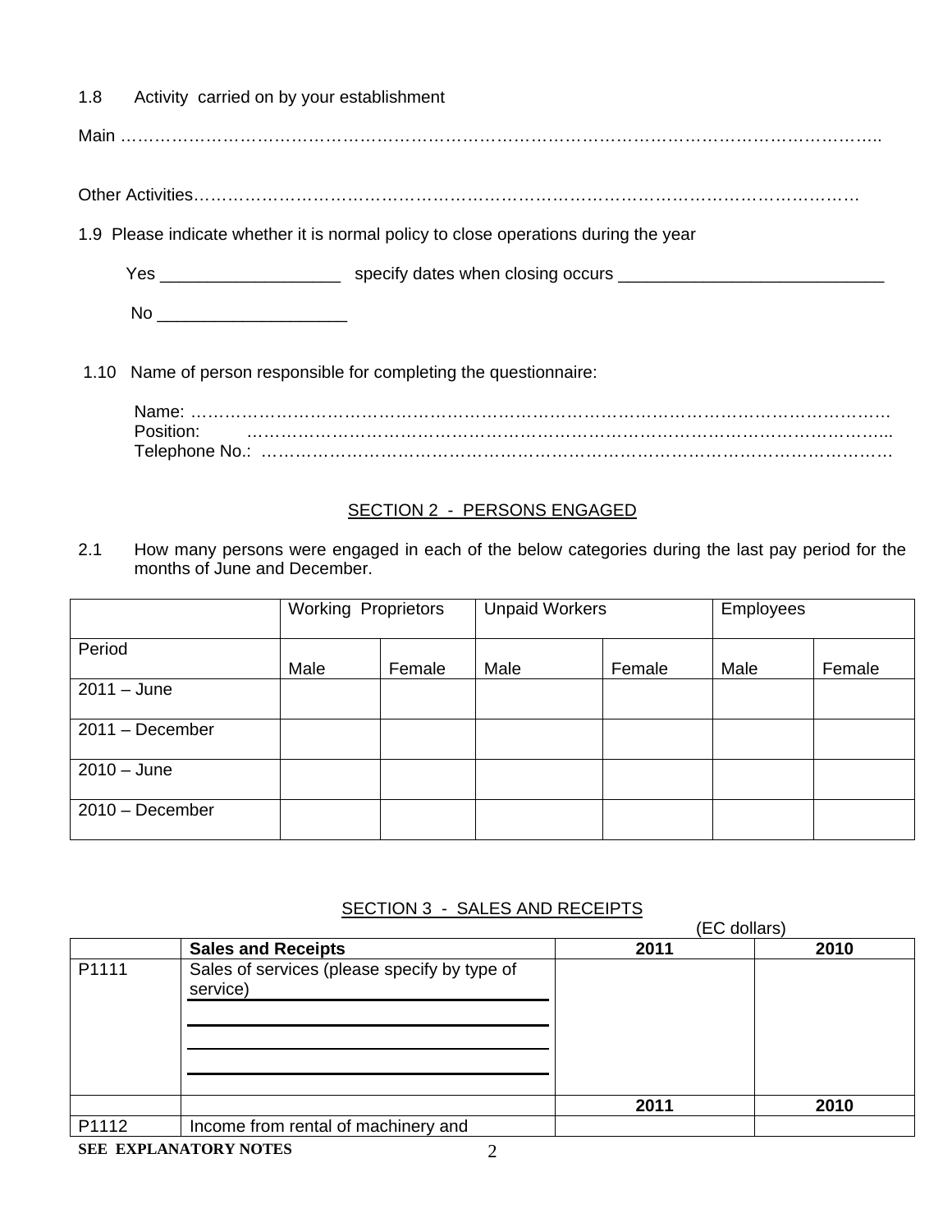1.8 Activity carried on by your establishment

Main …………………………………………………………………………………………………………………..

Other Activities…………………………………………………………………………………………………….

1.9 Please indicate whether it is normal policy to close operations during the year

Yes ___________________ specify dates when closing occurs ____________________________

No ____________________

1.10 Name of person responsible for completing the questionnaire:

Name: ………………………………………………………………………………………………………
Position: ……………………………………………………………………………………………………..
Telephone No.: ……………………………………………………………………………………………

## SECTION 2 - PERSONS ENGAGED

2.1 How many persons were engaged in each of the below categories during the last pay period for the months of June and December.

| | Working Proprietors | | Unpaid Workers | | Employees | |
|---|---|---|---|---|---|---|
| Period | Male | Female | Male | Female | Male | Female |
| 2011 – June | | | | | | |
| 2011 – December | | | | | | |
| 2010 – June | | | | | | |
| 2010 – December | | | | | | |

## SECTION 3 - SALES AND RECEIPTS

(EC dollars)

| | Sales and Receipts | 2011 | 2010 |
|---|---|---|---|
| P1111 | Sales of services (please specify by type of service)<br>____________<br>____________<br>____________<br>____________ | | |
| | | **2011** | **2010** |
| P1112 | Income from rental of machinery and | | |

**SEE EXPLANATORY NOTES**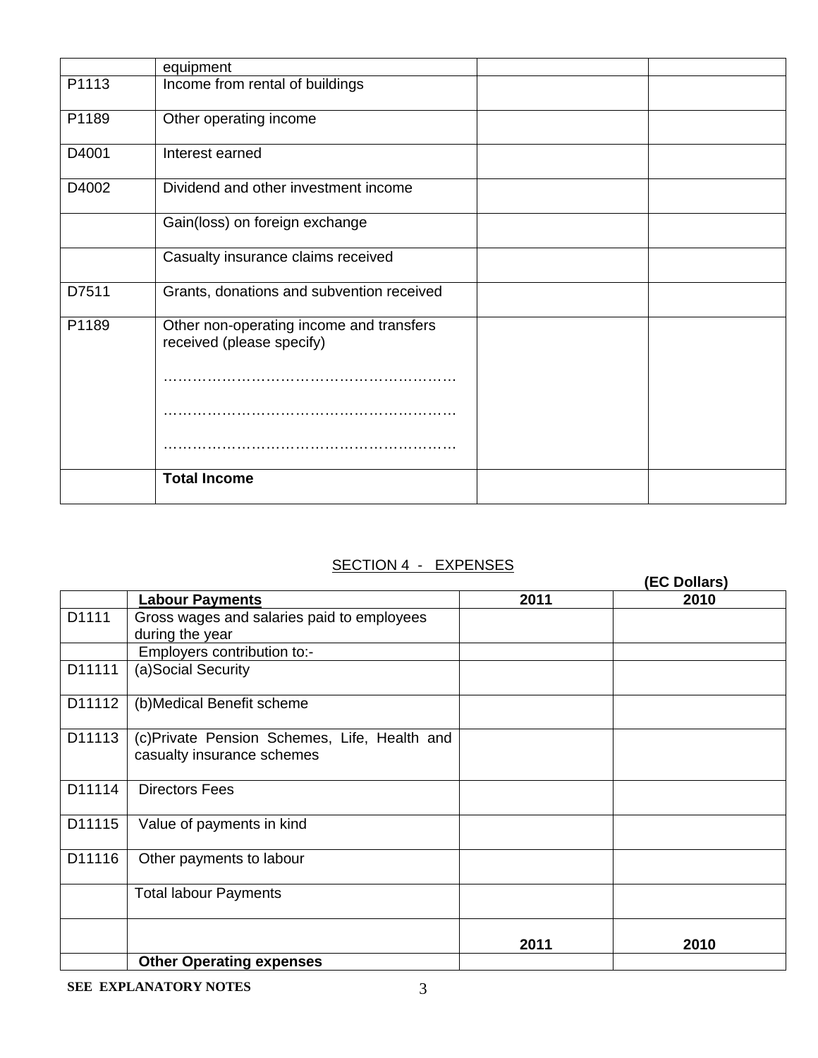| | | | |
|---|---|---|---|
| | equipment | | |
| P1113 | Income from rental of buildings | | |
| P1189 | Other operating income | | |
| D4001 | Interest earned | | |
| D4002 | Dividend and other investment income | | |
| | Gain(loss) on foreign exchange | | |
| | Casualty insurance claims received | | |
| D7511 | Grants, donations and subvention received | | |
| P1189 | Other non-operating income and transfers received (please specify)<br><br>……………………………………………………<br><br>……………………………………………………<br><br>…………………………………………………… | | |
| | **Total Income** | | |

SECTION 4 - EXPENSES

**(EC Dollars)**

| | **Labour Payments** | **2011** | **2010** |
|---|---|---|---|
| D1111 | Gross wages and salaries paid to employees during the year | | |
| | Employers contribution to:- | | |
| D11111 | (a)Social Security | | |
| D11112 | (b)Medical Benefit scheme | | |
| D11113 | (c)Private Pension Schemes, Life, Health and casualty insurance schemes | | |
| D11114 | Directors Fees | | |
| D11115 | Value of payments in kind | | |
| D11116 | Other payments to labour | | |
| | Total labour Payments | | |
| | | **2011** | **2010** |
| | **Other Operating expenses** | | |

**SEE EXPLANATORY NOTES**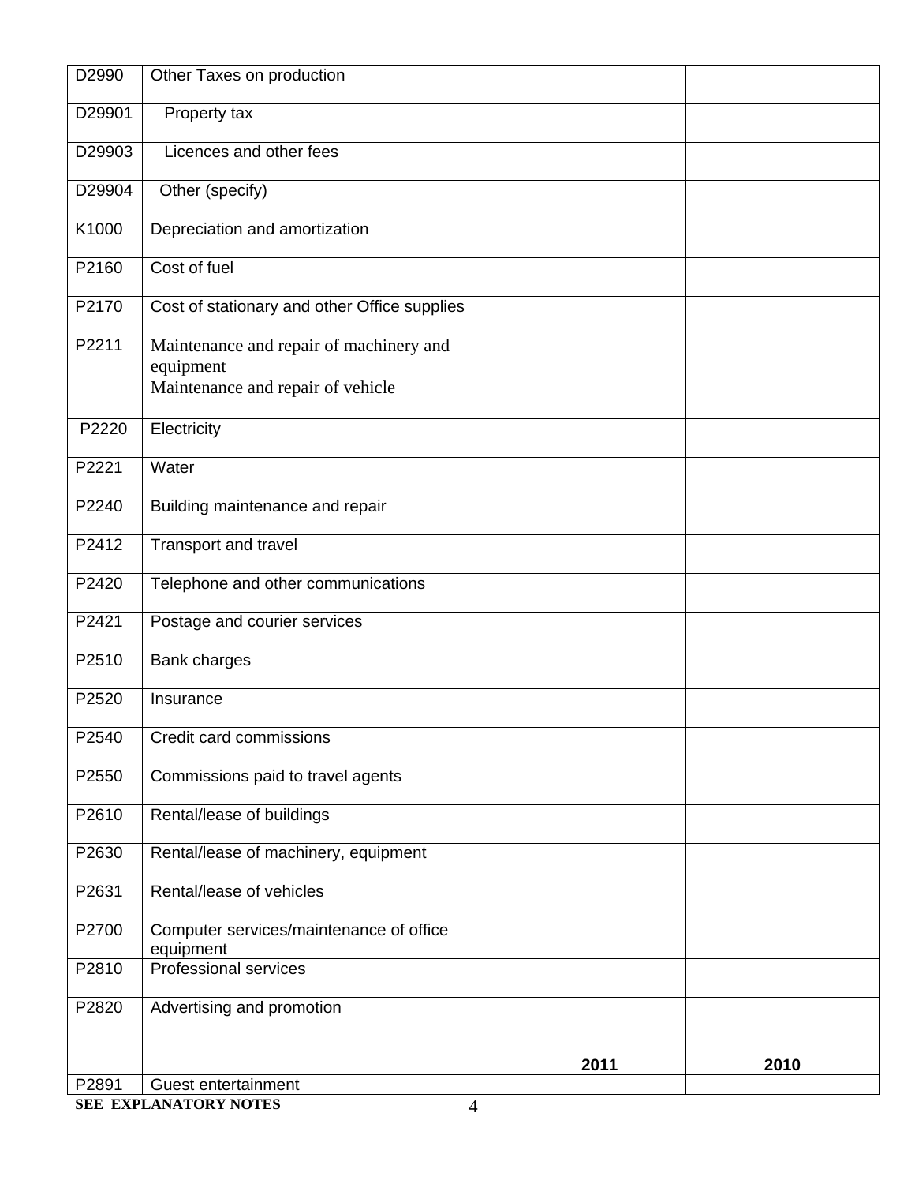| | | | |
|---|---|---|---|
| D2990 | Other Taxes on production | | |
| D29901 | Property tax | | |
| D29903 | Licences and other fees | | |
| D29904 | Other (specify) | | |
| K1000 | Depreciation and amortization | | |
| P2160 | Cost of fuel | | |
| P2170 | Cost of stationary and other Office supplies | | |
| P2211 | Maintenance and repair of machinery and equipment | | |
| | Maintenance and repair of vehicle | | |
| P2220 | Electricity | | |
| P2221 | Water | | |
| P2240 | Building maintenance and repair | | |
| P2412 | Transport and travel | | |
| P2420 | Telephone and other communications | | |
| P2421 | Postage and courier services | | |
| P2510 | Bank charges | | |
| P2520 | Insurance | | |
| P2540 | Credit card commissions | | |
| P2550 | Commissions paid to travel agents | | |
| P2610 | Rental/lease of buildings | | |
| P2630 | Rental/lease of machinery, equipment | | |
| P2631 | Rental/lease of vehicles | | |
| P2700 | Computer services/maintenance of office equipment | | |
| P2810 | Professional services | | |
| P2820 | Advertising and promotion | | |
| | | **2011** | **2010** |
| P2891 | Guest entertainment | | |

**SEE EXPLANATORY NOTES**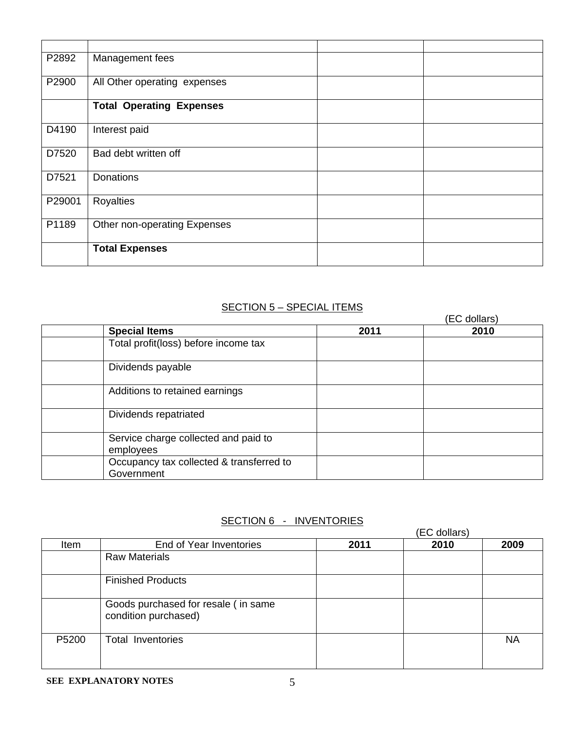| | | | |
|---|---|---|---|
| P2892 | Management fees | | |
| P2900 | All Other operating expenses | | |
| | **Total Operating Expenses** | | |
| D4190 | Interest paid | | |
| D7520 | Bad debt written off | | |
| D7521 | Donations | | |
| P29001 | Royalties | | |
| P1189 | Other non-operating Expenses | | |
| | **Total Expenses** | | |

## SECTION 5 – SPECIAL ITEMS

(EC dollars)

| | **Special Items** | **2011** | **2010** |
|---|---|---|---|
| | Total profit(loss) before income tax | | |
| | Dividends payable | | |
| | Additions to retained earnings | | |
| | Dividends repatriated | | |
| | Service charge collected and paid to employees | | |
| | Occupancy tax collected & transferred to Government | | |

## SECTION 6 - INVENTORIES

(EC dollars)

| Item | End of Year Inventories | **2011** | **2010** | **2009** |
|---|---|---|---|---|
| | Raw Materials | | | |
| | Finished Products | | | |
| | Goods purchased for resale ( in same condition purchased) | | | |
| P5200 | Total Inventories | | | NA |

**SEE EXPLANATORY NOTES**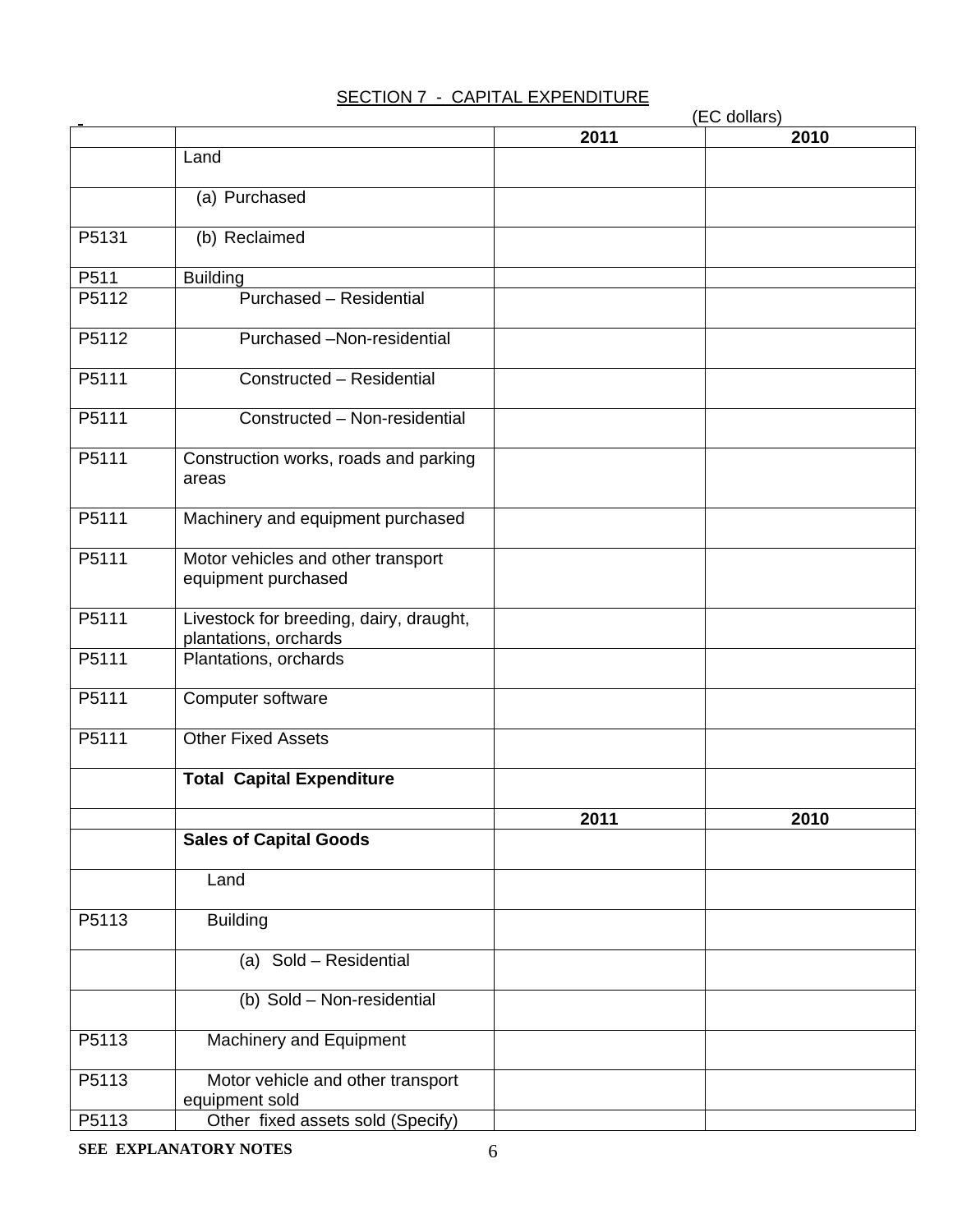# SECTION 7 - CAPITAL EXPENDITURE

(EC dollars)

| | | 2011 | 2010 |
|---|---|---|---|
| | Land | | |
| | (a) Purchased | | |
| P5131 | (b) Reclaimed | | |
| P511 | Building | | |
| P5112 | Purchased – Residential | | |
| P5112 | Purchased –Non-residential | | |
| P5111 | Constructed – Residential | | |
| P5111 | Constructed – Non-residential | | |
| P5111 | Construction works, roads and parking areas | | |
| P5111 | Machinery and equipment purchased | | |
| P5111 | Motor vehicles and other transport equipment purchased | | |
| P5111 | Livestock for breeding, dairy, draught, plantations, orchards | | |
| P5111 | Plantations, orchards | | |
| P5111 | Computer software | | |
| P5111 | Other Fixed Assets | | |
| | **Total Capital Expenditure** | | |
| | | **2011** | **2010** |
| | **Sales of Capital Goods** | | |
| | Land | | |
| P5113 | Building | | |
| | (a) Sold – Residential | | |
| | (b) Sold – Non-residential | | |
| P5113 | Machinery and Equipment | | |
| P5113 | Motor vehicle and other transport equipment sold | | |
| P5113 | Other fixed assets sold (Specify) | | |

**SEE EXPLANATORY NOTES**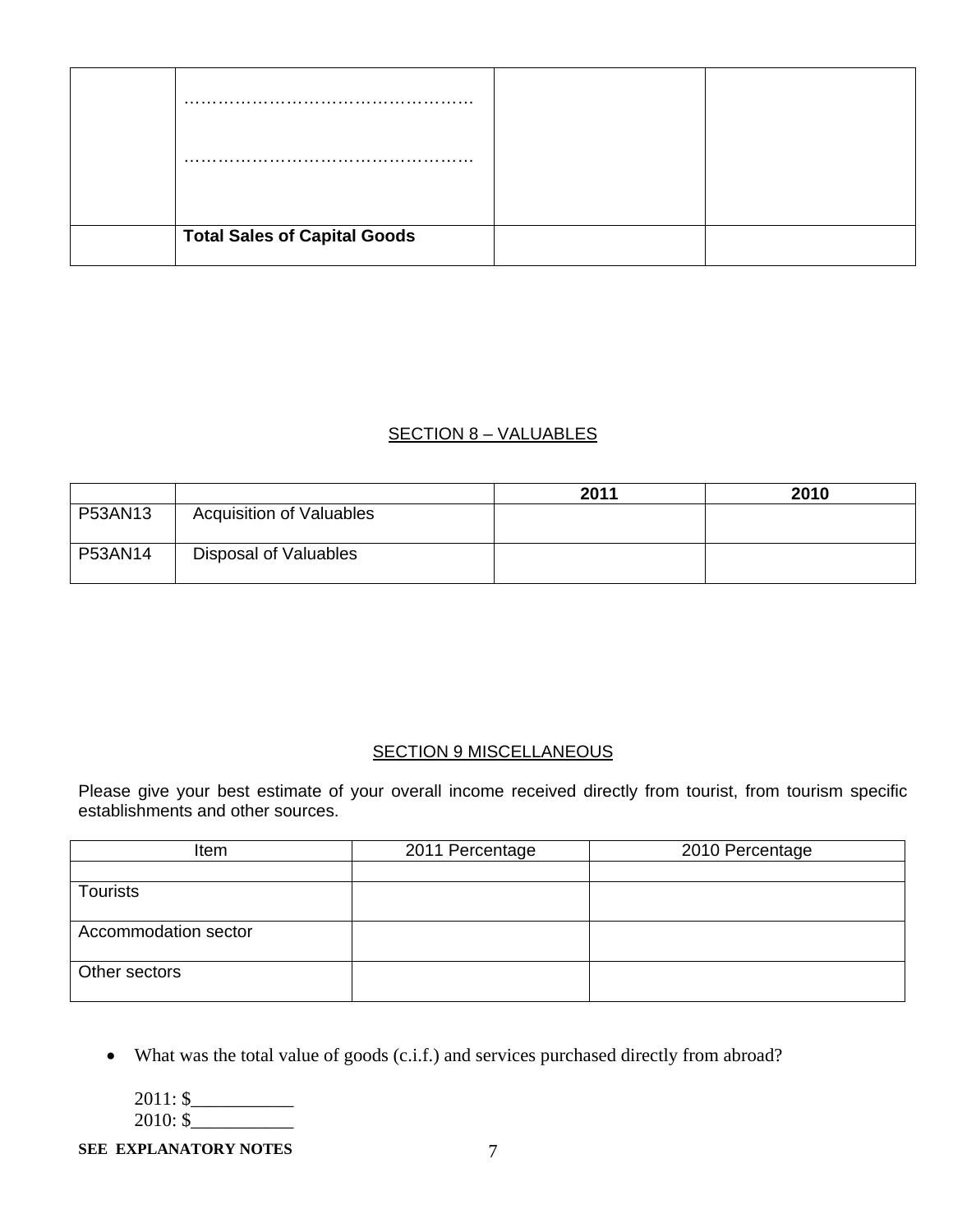|  |  |  |  |
|---|---|---|---|
|  | …………………………………………… …………………………………………… |  |  |
|  | **Total Sales of Capital Goods** |  |  |

## SECTION 8 – VALUABLES

|  |  | 2011 | 2010 |
|---|---|---|---|
| P53AN13 | Acquisition of Valuables |  |  |
| P53AN14 | Disposal of Valuables |  |  |

## SECTION 9 MISCELLANEOUS

Please give your best estimate of your overall income received directly from tourist, from tourism specific establishments and other sources.

| Item | 2011 Percentage | 2010 Percentage |
|---|---|---|
|  |  |  |
| Tourists |  |  |
| Accommodation sector |  |  |
| Other sectors |  |  |

- What was the total value of goods (c.i.f.) and services purchased directly from abroad?

  2011: $___________
  2010: $___________

**SEE EXPLANATORY NOTES**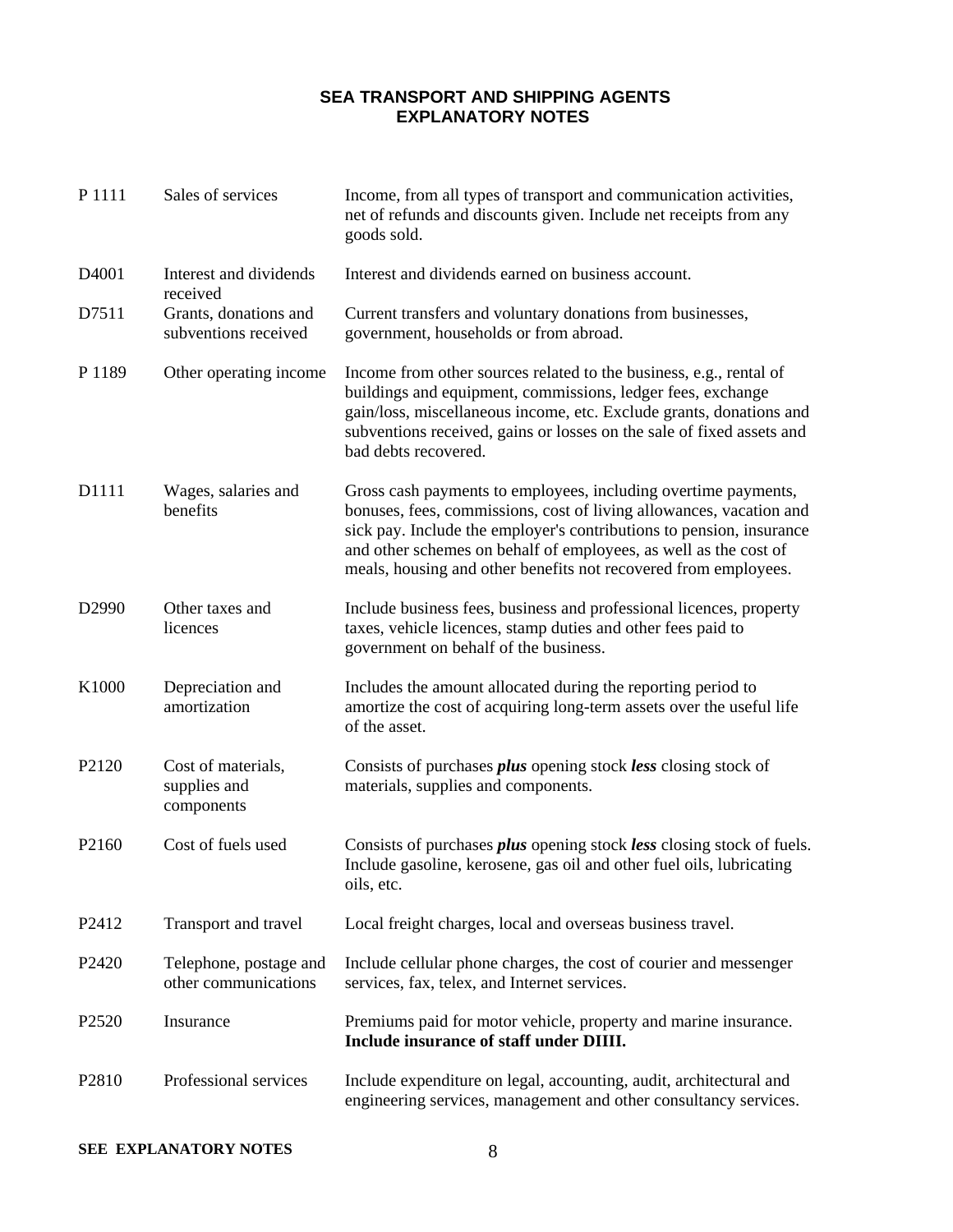# SEA TRANSPORT AND SHIPPING AGENTS
## EXPLANATORY NOTES

| | | |
|---|---|---|
| P 1111 | Sales of services | Income, from all types of transport and communication activities, net of refunds and discounts given. Include net receipts from any goods sold. |
| D4001 | Interest and dividends received | Interest and dividends earned on business account. |
| D7511 | Grants, donations and subventions received | Current transfers and voluntary donations from businesses, government, households or from abroad. |
| P 1189 | Other operating income | Income from other sources related to the business, e.g., rental of buildings and equipment, commissions, ledger fees, exchange gain/loss, miscellaneous income, etc. Exclude grants, donations and subventions received, gains or losses on the sale of fixed assets and bad debts recovered. |
| D1111 | Wages, salaries and benefits | Gross cash payments to employees, including overtime payments, bonuses, fees, commissions, cost of living allowances, vacation and sick pay. Include the employer's contributions to pension, insurance and other schemes on behalf of employees, as well as the cost of meals, housing and other benefits not recovered from employees. |
| D2990 | Other taxes and licences | Include business fees, business and professional licences, property taxes, vehicle licences, stamp duties and other fees paid to government on behalf of the business. |
| K1000 | Depreciation and amortization | Includes the amount allocated during the reporting period to amortize the cost of acquiring long-term assets over the useful life of the asset. |
| P2120 | Cost of materials, supplies and components | Consists of purchases ***plus*** opening stock ***less*** closing stock of materials, supplies and components. |
| P2160 | Cost of fuels used | Consists of purchases ***plus*** opening stock ***less*** closing stock of fuels. Include gasoline, kerosene, gas oil and other fuel oils, lubricating oils, etc. |
| P2412 | Transport and travel | Local freight charges, local and overseas business travel. |
| P2420 | Telephone, postage and other communications | Include cellular phone charges, the cost of courier and messenger services, fax, telex, and Internet services. |
| P2520 | Insurance | Premiums paid for motor vehicle, property and marine insurance. **Include insurance of staff under DIIII.** |
| P2810 | Professional services | Include expenditure on legal, accounting, audit, architectural and engineering services, management and other consultancy services. |

**SEE EXPLANATORY NOTES**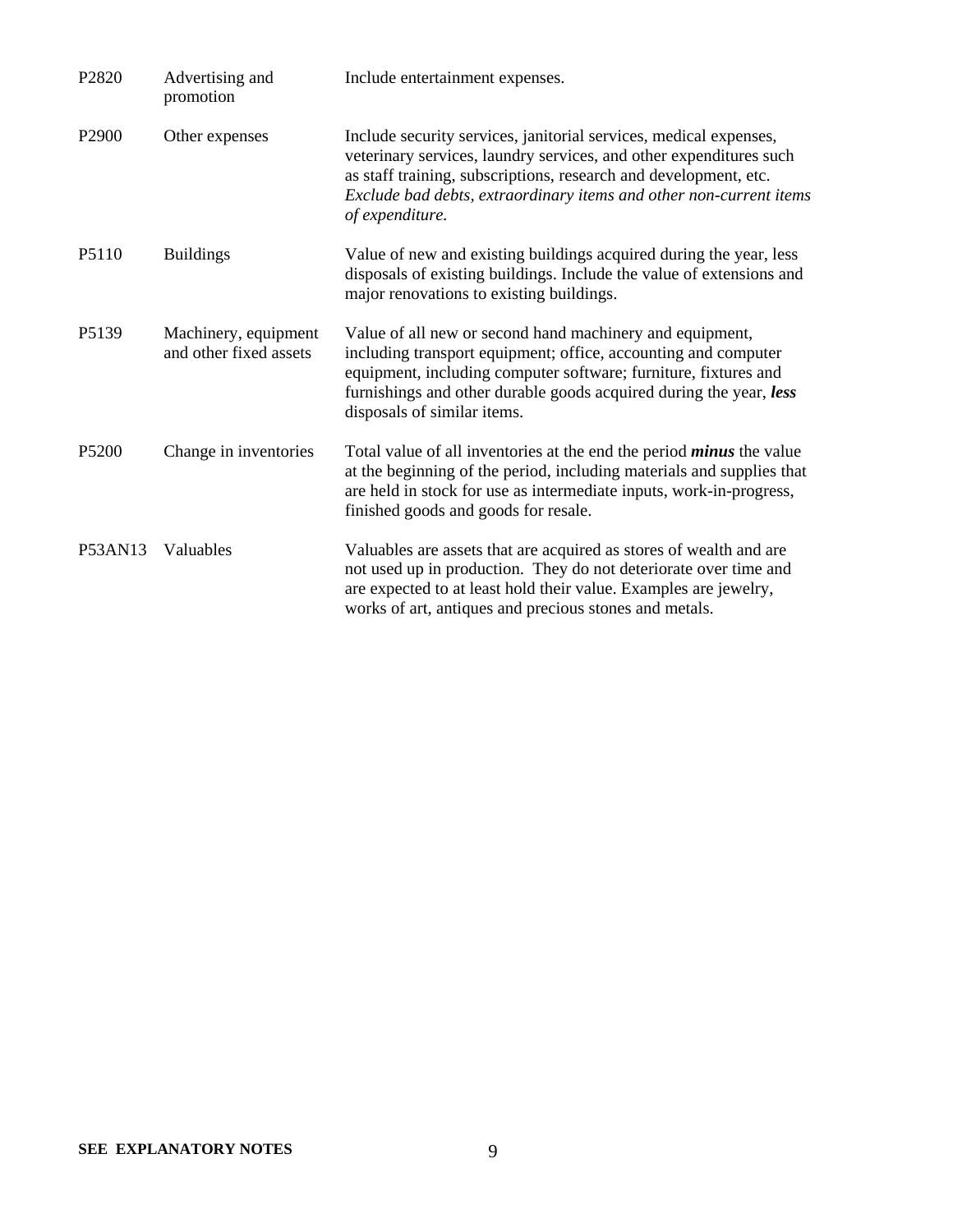| | | |
|---|---|---|
| P2820 | Advertising and promotion | Include entertainment expenses. |
| P2900 | Other expenses | Include security services, janitorial services, medical expenses, veterinary services, laundry services, and other expenditures such as staff training, subscriptions, research and development, etc. *Exclude bad debts, extraordinary items and other non-current items of expenditure.* |
| P5110 | Buildings | Value of new and existing buildings acquired during the year, less disposals of existing buildings. Include the value of extensions and major renovations to existing buildings. |
| P5139 | Machinery, equipment and other fixed assets | Value of all new or second hand machinery and equipment, including transport equipment; office, accounting and computer equipment, including computer software; furniture, fixtures and furnishings and other durable goods acquired during the year, ***less*** disposals of similar items. |
| P5200 | Change in inventories | Total value of all inventories at the end the period ***minus*** the value at the beginning of the period, including materials and supplies that are held in stock for use as intermediate inputs, work-in-progress, finished goods and goods for resale. |
| P53AN13 | Valuables | Valuables are assets that are acquired as stores of wealth and are not used up in production. They do not deteriorate over time and are expected to at least hold their value. Examples are jewelry, works of art, antiques and precious stones and metals. |

**SEE EXPLANATORY NOTES**